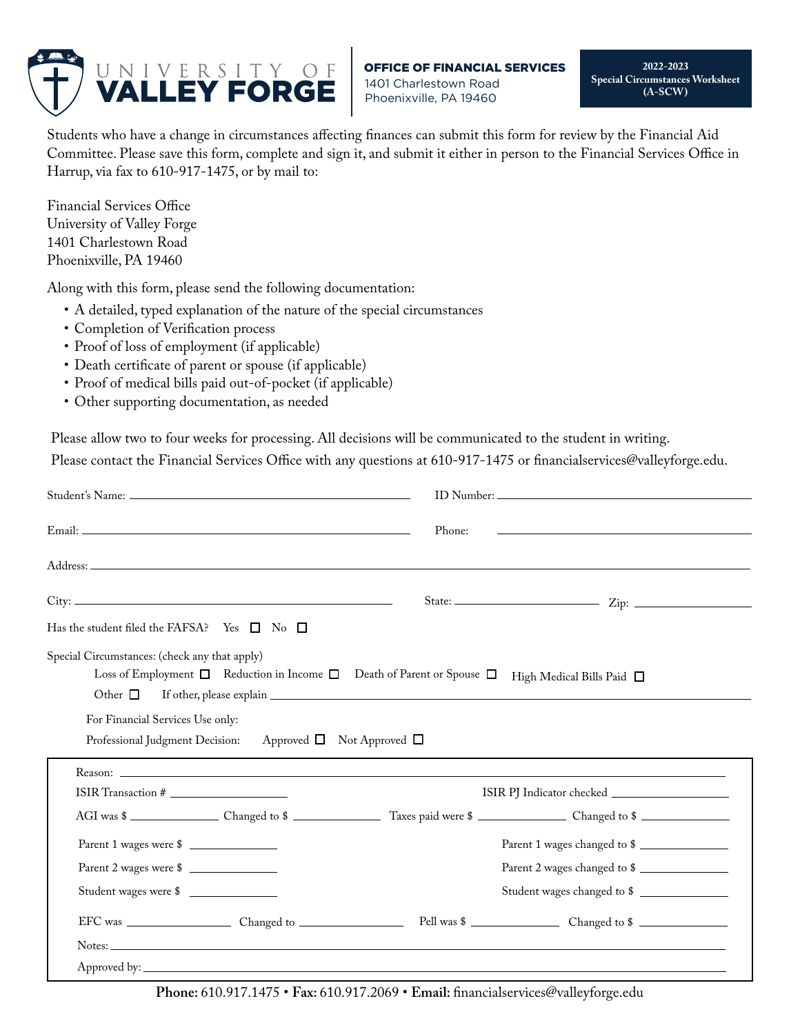# UNIVERSITY OF VALLEY FORGE

**OFFICE OF FINANCIAL SERVICES**
1401 Charlestown Road
Phoenixville, PA 19460

**2022-2023 Special Circumstances Worksheet (A-SCW)**

Students who have a change in circumstances affecting finances can submit this form for review by the Financial Aid Committee. Please save this form, complete and sign it, and submit it either in person to the Financial Services Office in Harrup, via fax to 610-917-1475, or by mail to:

Financial Services Office
University of Valley Forge
1401 Charlestown Road
Phoenixville, PA 19460

Along with this form, please send the following documentation:

- A detailed, typed explanation of the nature of the special circumstances
- Completion of Verification process
- Proof of loss of employment (if applicable)
- Death certificate of parent or spouse (if applicable)
- Proof of medical bills paid out-of-pocket (if applicable)
- Other supporting documentation, as needed

Please allow two to four weeks for processing. All decisions will be communicated to the student in writing.
Please contact the Financial Services Office with any questions at 610-917-1475 or financialservices@valleyforge.edu.

Student's Name: ____________________ ID Number: ____________________

Email: ____________________ Phone: ____________________

Address: ____________________

City: ____________________ State: ____________________ Zip: ____________________

Has the student filed the FAFSA? Yes ☐ No ☐

Special Circumstances: (check any that apply)

Loss of Employment ☐ Reduction in Income ☐ Death of Parent or Spouse ☐ High Medical Bills Paid ☐

Other ☐ If other, please explain ____________________

For Financial Services Use only:

Professional Judgment Decision: Approved ☐ Not Approved ☐

Reason: ____________________

ISIR Transaction # ____________________ ISIR PJ Indicator checked ____________________

AGI was $ __________ Changed to $ __________ Taxes paid were $ __________ Changed to $ __________

Parent 1 wages were $ __________ Parent 1 wages changed to $ __________

Parent 2 wages were $ __________ Parent 2 wages changed to $ __________

Student wages were $ __________ Student wages changed to $ __________

EFC was __________ Changed to __________ Pell was $ __________ Changed to $ __________

Notes: ____________________

Approved by: ____________________

**Phone:** 610.917.1475 • **Fax:** 610.917.2069 • **Email:** financialservices@valleyforge.edu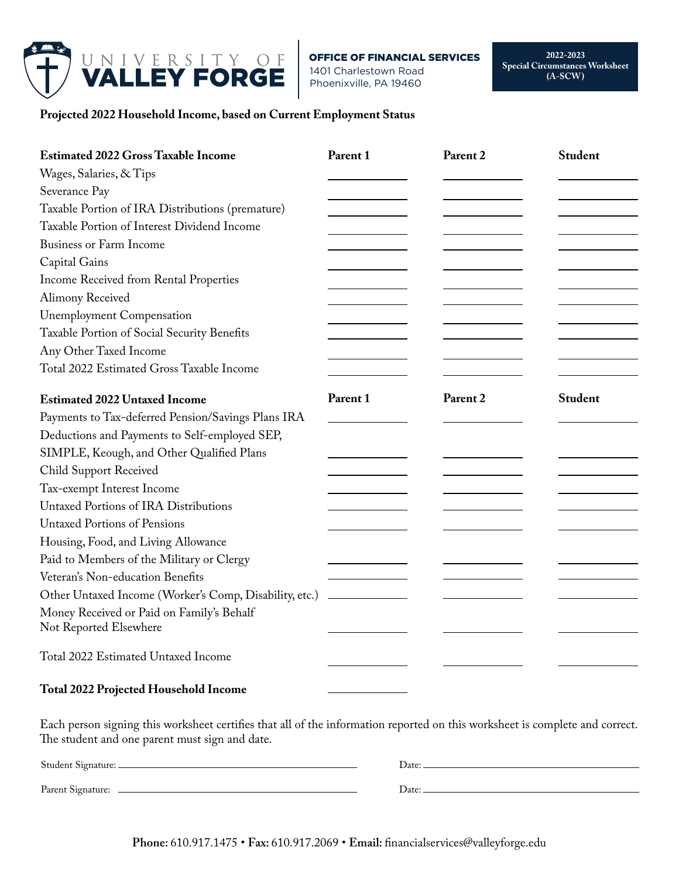UNIVERSITY OF VALLEY FORGE

**OFFICE OF FINANCIAL SERVICES**
1401 Charlestown Road
Phoenixville, PA 19460

**2022-2023 Special Circumstances Worksheet (A-SCW)**

**Projected 2022 Household Income, based on Current Employment Status**

| **Estimated 2022 Gross Taxable Income** | **Parent 1** | **Parent 2** | **Student** |
|---|---|---|---|
| Wages, Salaries, & Tips | | | |
| Severance Pay | | | |
| Taxable Portion of IRA Distributions (premature) | | | |
| Taxable Portion of Interest Dividend Income | | | |
| Business or Farm Income | | | |
| Capital Gains | | | |
| Income Received from Rental Properties | | | |
| Alimony Received | | | |
| Unemployment Compensation | | | |
| Taxable Portion of Social Security Benefits | | | |
| Any Other Taxed Income | | | |
| Total 2022 Estimated Gross Taxable Income | | | |

| **Estimated 2022 Untaxed Income** | **Parent 1** | **Parent 2** | **Student** |
|---|---|---|---|
| Payments to Tax-deferred Pension/Savings Plans IRA | | | |
| Deductions and Payments to Self-employed SEP, SIMPLE, Keough, and Other Qualified Plans | | | |
| Child Support Received | | | |
| Tax-exempt Interest Income | | | |
| Untaxed Portions of IRA Distributions | | | |
| Untaxed Portions of Pensions | | | |
| Housing, Food, and Living Allowance Paid to Members of the Military or Clergy | | | |
| Veteran's Non-education Benefits | | | |
| Other Untaxed Income (Worker's Comp, Disability, etc.) | | | |
| Money Received or Paid on Family's Behalf Not Reported Elsewhere | | | |
| Total 2022 Estimated Untaxed Income | | | |

**Total 2022 Projected Household Income** ______________

Each person signing this worksheet certifies that all of the information reported on this worksheet is complete and correct. The student and one parent must sign and date.

Student Signature: ______________________________ Date: ______________________________

Parent Signature: ______________________________ Date: ______________________________

**Phone:** 610.917.1475 • **Fax:** 610.917.2069 • **Email:** financialservices@valleyforge.edu